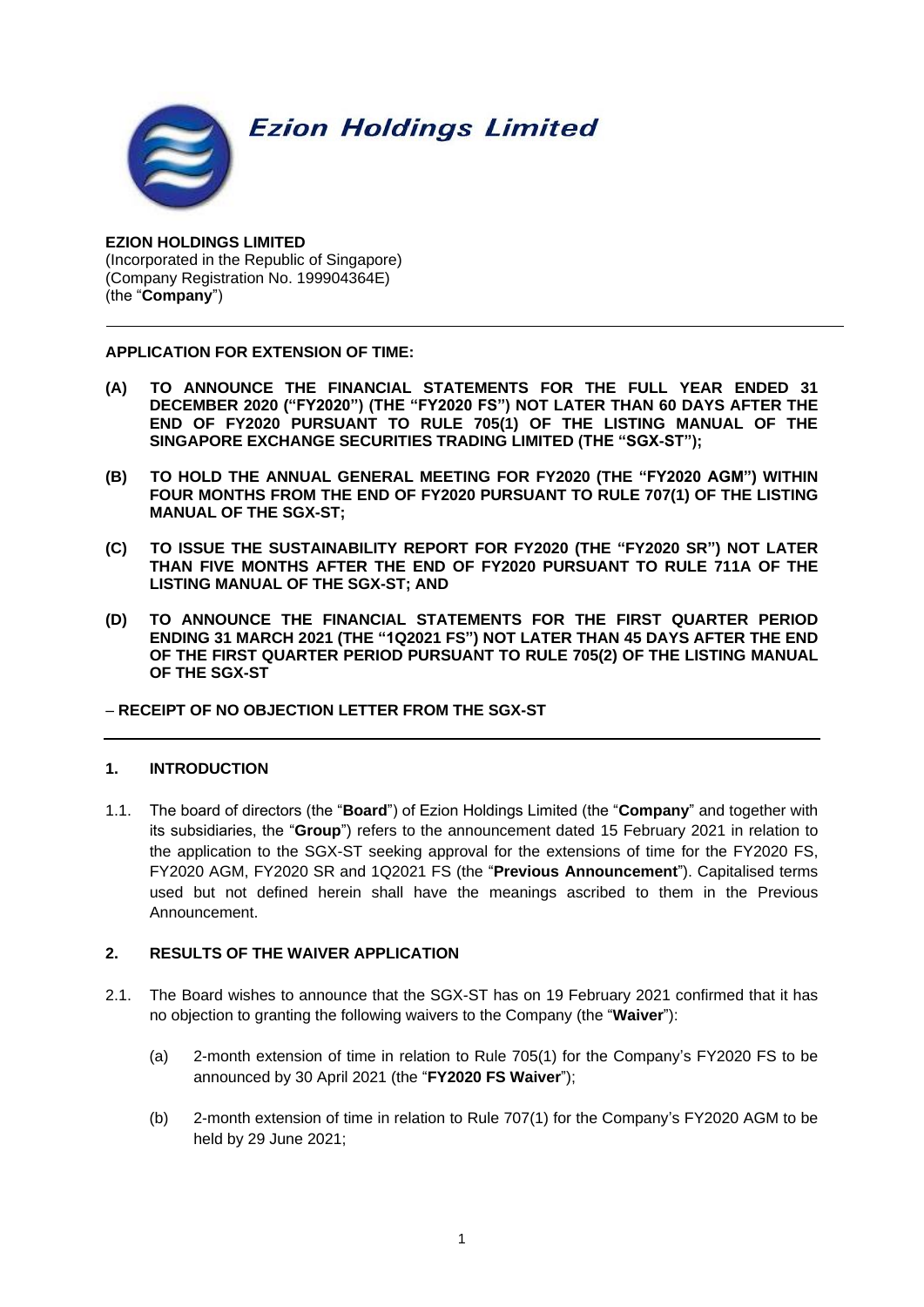**Ezion Holdings Limited**

**EZION HOLDINGS LIMITED**
(Incorporated in the Republic of Singapore)
(Company Registration No. 199904364E)
(the "**Company**")

---

**APPLICATION FOR EXTENSION OF TIME:**

**(A) TO ANNOUNCE THE FINANCIAL STATEMENTS FOR THE FULL YEAR ENDED 31 DECEMBER 2020 ("FY2020") (THE "FY2020 FS") NOT LATER THAN 60 DAYS AFTER THE END OF FY2020 PURSUANT TO RULE 705(1) OF THE LISTING MANUAL OF THE SINGAPORE EXCHANGE SECURITIES TRADING LIMITED (THE "SGX-ST");**

**(B) TO HOLD THE ANNUAL GENERAL MEETING FOR FY2020 (THE "FY2020 AGM") WITHIN FOUR MONTHS FROM THE END OF FY2020 PURSUANT TO RULE 707(1) OF THE LISTING MANUAL OF THE SGX-ST;**

**(C) TO ISSUE THE SUSTAINABILITY REPORT FOR FY2020 (THE "FY2020 SR") NOT LATER THAN FIVE MONTHS AFTER THE END OF FY2020 PURSUANT TO RULE 711A OF THE LISTING MANUAL OF THE SGX-ST; AND**

**(D) TO ANNOUNCE THE FINANCIAL STATEMENTS FOR THE FIRST QUARTER PERIOD ENDING 31 MARCH 2021 (THE "1Q2021 FS") NOT LATER THAN 45 DAYS AFTER THE END OF THE FIRST QUARTER PERIOD PURSUANT TO RULE 705(2) OF THE LISTING MANUAL OF THE SGX-ST**

– **RECEIPT OF NO OBJECTION LETTER FROM THE SGX-ST**

---

## 1. INTRODUCTION

1.1. The board of directors (the "**Board**") of Ezion Holdings Limited (the "**Company**" and together with its subsidiaries, the "**Group**") refers to the announcement dated 15 February 2021 in relation to the application to the SGX-ST seeking approval for the extensions of time for the FY2020 FS, FY2020 AGM, FY2020 SR and 1Q2021 FS (the "**Previous Announcement**"). Capitalised terms used but not defined herein shall have the meanings ascribed to them in the Previous Announcement.

## 2. RESULTS OF THE WAIVER APPLICATION

2.1. The Board wishes to announce that the SGX-ST has on 19 February 2021 confirmed that it has no objection to granting the following waivers to the Company (the "**Waiver**"):

(a) 2-month extension of time in relation to Rule 705(1) for the Company's FY2020 FS to be announced by 30 April 2021 (the "**FY2020 FS Waiver**");

(b) 2-month extension of time in relation to Rule 707(1) for the Company's FY2020 AGM to be held by 29 June 2021;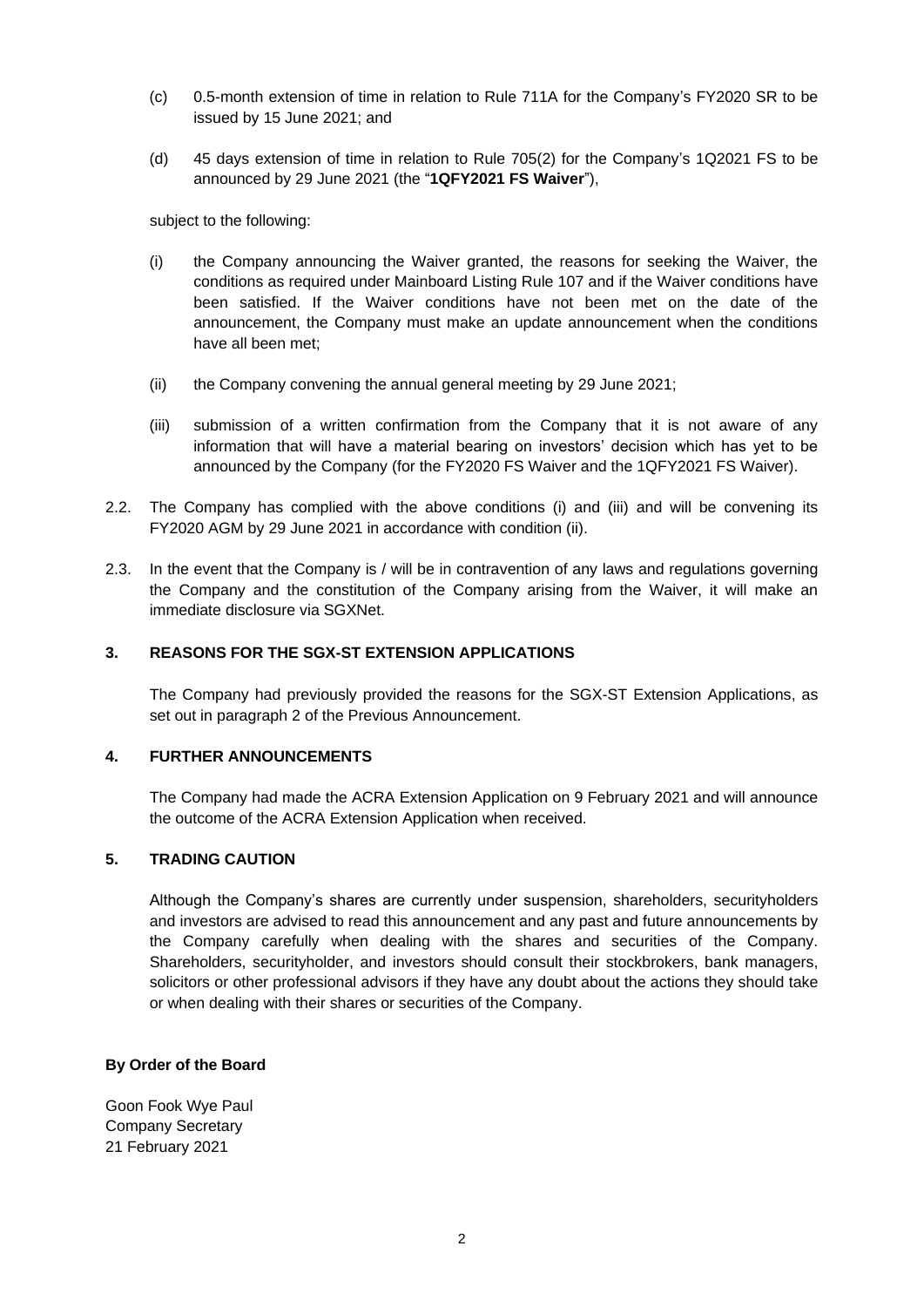(c) 0.5-month extension of time in relation to Rule 711A for the Company's FY2020 SR to be issued by 15 June 2021; and

(d) 45 days extension of time in relation to Rule 705(2) for the Company's 1Q2021 FS to be announced by 29 June 2021 (the "**1QFY2021 FS Waiver**"),

subject to the following:

(i) the Company announcing the Waiver granted, the reasons for seeking the Waiver, the conditions as required under Mainboard Listing Rule 107 and if the Waiver conditions have been satisfied. If the Waiver conditions have not been met on the date of the announcement, the Company must make an update announcement when the conditions have all been met;

(ii) the Company convening the annual general meeting by 29 June 2021;

(iii) submission of a written confirmation from the Company that it is not aware of any information that will have a material bearing on investors' decision which has yet to be announced by the Company (for the FY2020 FS Waiver and the 1QFY2021 FS Waiver).

2.2. The Company has complied with the above conditions (i) and (iii) and will be convening its FY2020 AGM by 29 June 2021 in accordance with condition (ii).

2.3. In the event that the Company is / will be in contravention of any laws and regulations governing the Company and the constitution of the Company arising from the Waiver, it will make an immediate disclosure via SGXNet.

## 3. REASONS FOR THE SGX-ST EXTENSION APPLICATIONS

The Company had previously provided the reasons for the SGX-ST Extension Applications, as set out in paragraph 2 of the Previous Announcement.

## 4. FURTHER ANNOUNCEMENTS

The Company had made the ACRA Extension Application on 9 February 2021 and will announce the outcome of the ACRA Extension Application when received.

## 5. TRADING CAUTION

Although the Company's shares are currently under suspension, shareholders, securityholders and investors are advised to read this announcement and any past and future announcements by the Company carefully when dealing with the shares and securities of the Company. Shareholders, securityholder, and investors should consult their stockbrokers, bank managers, solicitors or other professional advisors if they have any doubt about the actions they should take or when dealing with their shares or securities of the Company.

**By Order of the Board**

Goon Fook Wye Paul
Company Secretary
21 February 2021